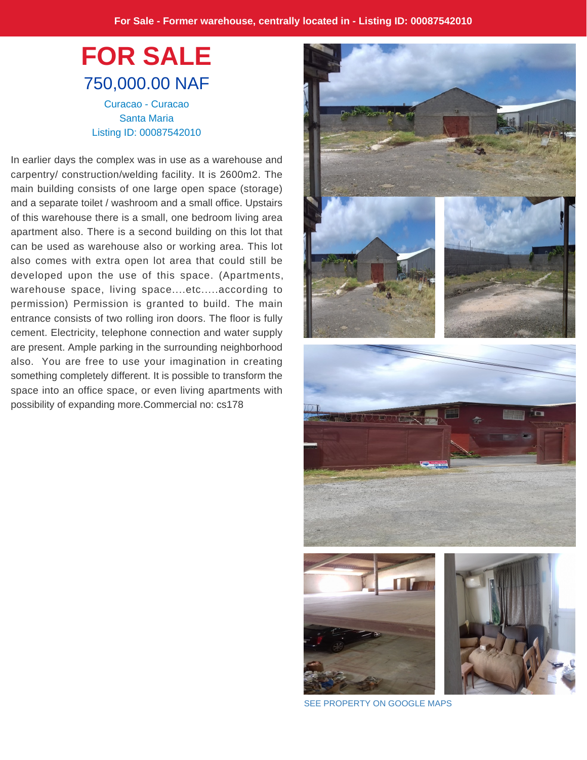For Sale - Former warehouse, centrally located in - Listing ID: 00087542010

# FOR SALE

## 750,000.00 NAF

Curacao - Curacao
Santa Maria
Listing ID: 00087542010

In earlier days the complex was in use as a warehouse and carpentry/ construction/welding facility. It is 2600m2. The main building consists of one large open space (storage) and a separate toilet / washroom and a small office. Upstairs of this warehouse there is a small, one bedroom living area apartment also. There is a second building on this lot that can be used as warehouse also or working area. This lot also comes with extra open lot area that could still be developed upon the use of this space. (Apartments, warehouse space, living space....etc.....according to permission) Permission is granted to build. The main entrance consists of two rolling iron doors. The floor is fully cement. Electricity, telephone connection and water supply are present. Ample parking in the surrounding neighborhood also. You are free to use your imagination in creating something completely different. It is possible to transform the space into an office space, or even living apartments with possibility of expanding more.Commercial no: cs178

SEE PROPERTY ON GOOGLE MAPS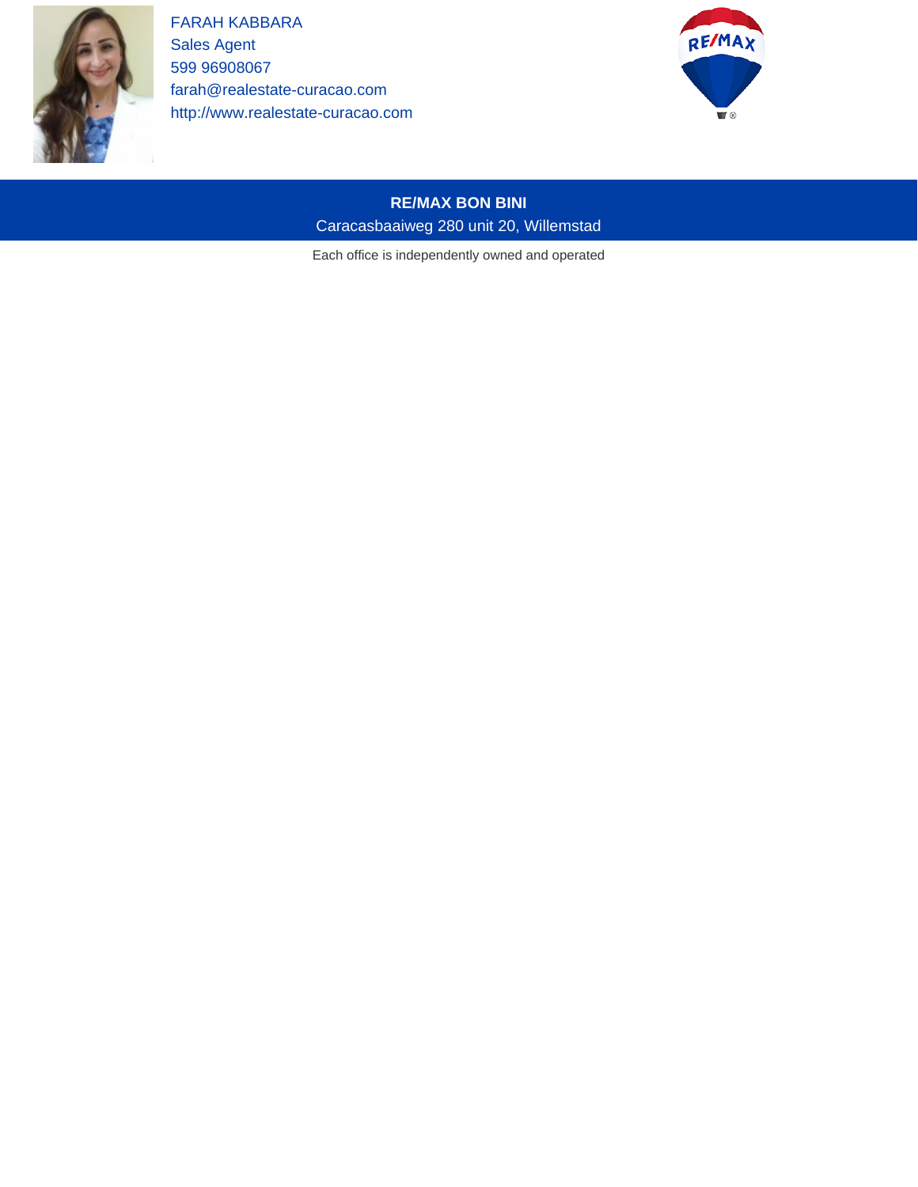FARAH KABBARA
Sales Agent
599 96908067
farah@realestate-curacao.com
http://www.realestate-curacao.com

**RE/MAX BON BINI**
Caracasbaaiweg 280 unit 20, Willemstad

Each office is independently owned and operated